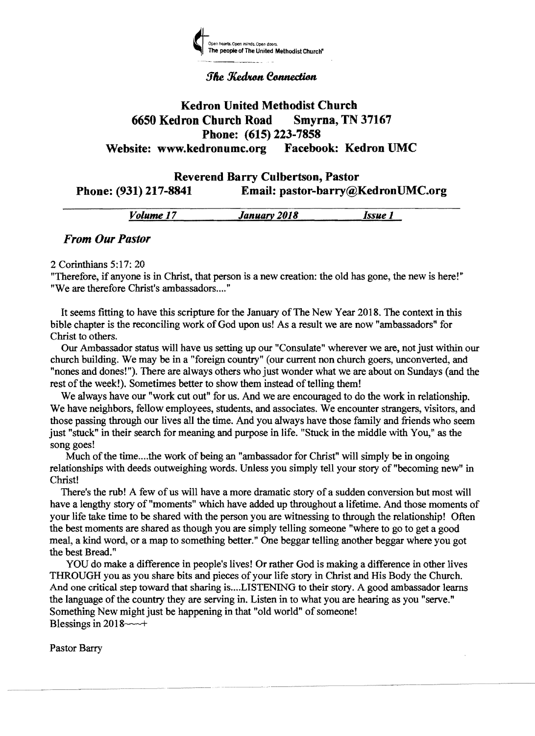Open hearts. Open minds. Open doors.
The people of The United Methodist Church®

*The Kedron Connection*

# Kedron United Methodist Church

**6650 Kedron Church Road  Smyrna, TN 37167**
**Phone: (615) 223-7858**
**Website: www.kedronumc.org  Facebook: Kedron UMC**

**Reverend Barry Culbertson, Pastor**
**Phone: (931) 217-8841  Email: pastor-barry@KedronUMC.org**

***Volume 17  January 2018  Issue 1***

## *From Our Pastor*

2 Corinthians 5:17: 20
"Therefore, if anyone is in Christ, that person is a new creation: the old has gone, the new is here!"
"We are therefore Christ's ambassadors...."

It seems fitting to have this scripture for the January of The New Year 2018. The context in this bible chapter is the reconciling work of God upon us! As a result we are now "ambassadors" for Christ to others.

Our Ambassador status will have us setting up our "Consulate" wherever we are, not just within our church building. We may be in a "foreign country" (our current non church goers, unconverted, and "nones and dones!"). There are always others who just wonder what we are about on Sundays (and the rest of the week!). Sometimes better to show them instead of telling them!

We always have our "work cut out" for us. And we are encouraged to do the work in relationship. We have neighbors, fellow employees, students, and associates. We encounter strangers, visitors, and those passing through our lives all the time. And you always have those family and friends who seem just "stuck" in their search for meaning and purpose in life. "Stuck in the middle with You," as the song goes!

Much of the time....the work of being an "ambassador for Christ" will simply be in ongoing relationships with deeds outweighing words. Unless you simply tell your story of "becoming new" in Christ!

There's the rub! A few of us will have a more dramatic story of a sudden conversion but most will have a lengthy story of "moments" which have added up throughout a lifetime. And those moments of your life take time to be shared with the person you are witnessing to through the relationship! Often the best moments are shared as though you are simply telling someone "where to go to get a good meal, a kind word, or a map to something better." One beggar telling another beggar where you got the best Bread."

YOU do make a difference in people's lives! Or rather God is making a difference in other lives THROUGH you as you share bits and pieces of your life story in Christ and His Body the Church. And one critical step toward that sharing is....LISTENING to their story. A good ambassador learns the language of the country they are serving in. Listen in to what you are hearing as you "serve." Something New might just be happening in that "old world" of someone!
Blessings in 2018~~~+

Pastor Barry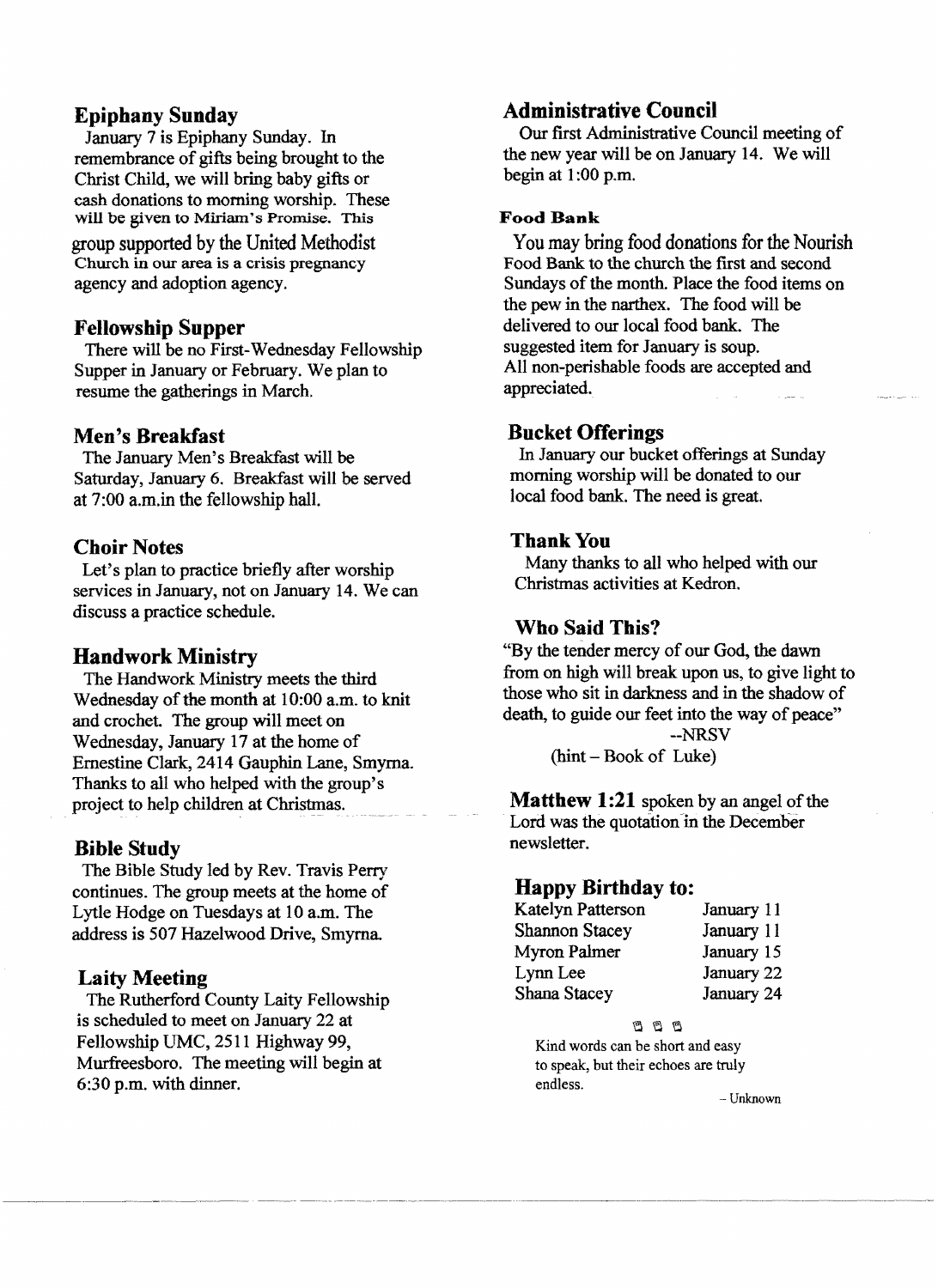## Epiphany Sunday

January 7 is Epiphany Sunday. In remembrance of gifts being brought to the Christ Child, we will bring baby gifts or cash donations to morning worship. These will be given to Miriam's Promise. This group supported by the United Methodist Church in our area is a crisis pregnancy agency and adoption agency.

## Fellowship Supper

There will be no First-Wednesday Fellowship Supper in January or February. We plan to resume the gatherings in March.

## Men's Breakfast

The January Men's Breakfast will be Saturday, January 6. Breakfast will be served at 7:00 a.m.in the fellowship hall.

## Choir Notes

Let's plan to practice briefly after worship services in January, not on January 14. We can discuss a practice schedule.

## Handwork Ministry

The Handwork Ministry meets the third Wednesday of the month at 10:00 a.m. to knit and crochet. The group will meet on Wednesday, January 17 at the home of Ernestine Clark, 2414 Gauphin Lane, Smyrna. Thanks to all who helped with the group's project to help children at Christmas.

## Bible Study

The Bible Study led by Rev. Travis Perry continues. The group meets at the home of Lytle Hodge on Tuesdays at 10 a.m. The address is 507 Hazelwood Drive, Smyrna.

## Laity Meeting

The Rutherford County Laity Fellowship is scheduled to meet on January 22 at Fellowship UMC, 2511 Highway 99, Murfreesboro. The meeting will begin at 6:30 p.m. with dinner.

## Administrative Council

Our first Administrative Council meeting of the new year will be on January 14. We will begin at 1:00 p.m.

### Food Bank

You may bring food donations for the Nourish Food Bank to the church the first and second Sundays of the month. Place the food items on the pew in the narthex. The food will be delivered to our local food bank. The suggested item for January is soup. All non-perishable foods are accepted and appreciated.

## Bucket Offerings

In January our bucket offerings at Sunday morning worship will be donated to our local food bank. The need is great.

## Thank You

Many thanks to all who helped with our Christmas activities at Kedron.

## Who Said This?

"By the tender mercy of our God, the dawn from on high will break upon us, to give light to those who sit in darkness and in the shadow of death, to guide our feet into the way of peace"

--NRSV

(hint – Book of Luke)

**Matthew 1:21** spoken by an angel of the Lord was the quotation in the December newsletter.

## Happy Birthday to:

| | |
|---|---|
| Katelyn Patterson | January 11 |
| Shannon Stacey | January 11 |
| Myron Palmer | January 15 |
| Lynn Lee | January 22 |
| Shana Stacey | January 24 |

Kind words can be short and easy to speak, but their echoes are truly endless.

– Unknown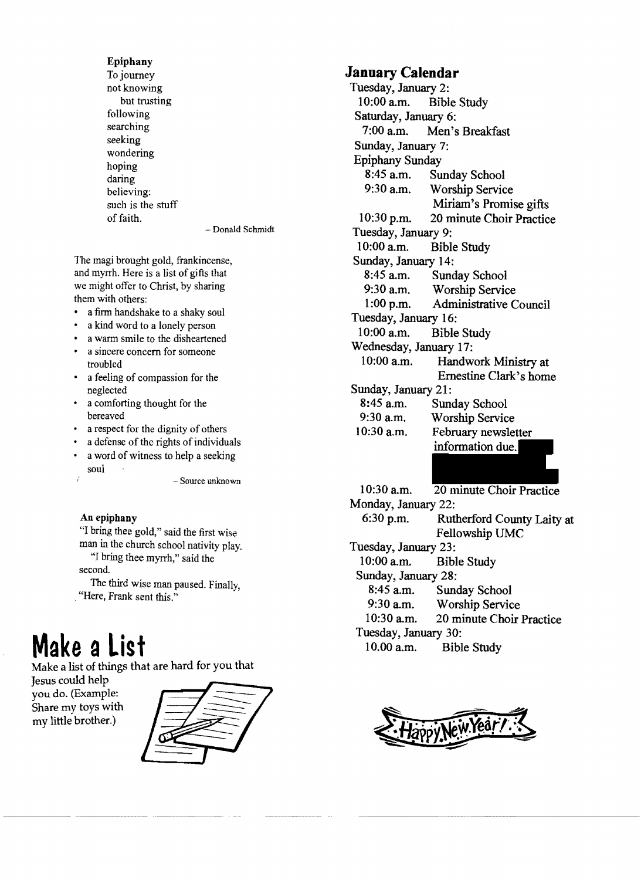**Epiphany**

To journey
not knowing
but trusting
following
searching
seeking
wondering
hoping
daring
believing:
such is the stuff
of faith.

– Donald Schmidt

The magi brought gold, frankincense, and myrrh. Here is a list of gifts that we might offer to Christ, by sharing them with others:

- a firm handshake to a shaky soul
- a kind word to a lonely person
- a warm smile to the disheartened
- a sincere concern for someone troubled
- a feeling of compassion for the neglected
- a comforting thought for the bereaved
- a respect for the dignity of others
- a defense of the rights of individuals
- a word of witness to help a seeking soul

– Source unknown

**An epiphany**

"I bring thee gold," said the first wise man in the church school nativity play.

"I bring thee myrrh," said the second.

The third wise man paused. Finally, "Here, Frank sent this."

# Make a List

Make a list of things that are hard for you that Jesus could help you do. (Example: Share my toys with my little brother.)

## January Calendar

Tuesday, January 2:
10:00 a.m. Bible Study

Saturday, January 6:
7:00 a.m. Men's Breakfast

Sunday, January 7:
Epiphany Sunday
8:45 a.m. Sunday School
9:30 a.m. Worship Service
Miriam's Promise gifts
10:30 p.m. 20 minute Choir Practice

Tuesday, January 9:
10:00 a.m. Bible Study

Sunday, January 14:
8:45 a.m. Sunday School
9:30 a.m. Worship Service
1:00 p.m. Administrative Council

Tuesday, January 16:
10:00 a.m. Bible Study

Wednesday, January 17:
10:00 a.m. Handwork Ministry at Ernestine Clark's home

Sunday, January 21:
8:45 a.m. Sunday School
9:30 a.m. Worship Service
10:30 a.m. February newsletter information due.
10:30 a.m. 20 minute Choir Practice

Monday, January 22:
6:30 p.m. Rutherford County Laity at Fellowship UMC

Tuesday, January 23:
10:00 a.m. Bible Study

Sunday, January 28:
8:45 a.m. Sunday School
9:30 a.m. Worship Service
10:30 a.m. 20 minute Choir Practice

Tuesday, January 30:
10.00 a.m. Bible Study

Happy New Year!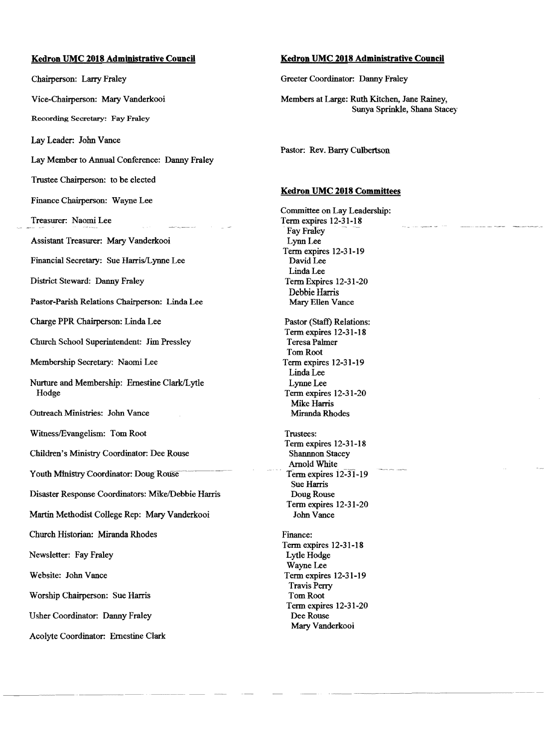**Kedron UMC 2018 Administrative Council**

Chairperson: Larry Fraley

Vice-Chairperson: Mary Vanderkooi

Recording Secretary: Fay Fraley

Lay Leader: John Vance

Lay Member to Annual Conference: Danny Fraley

Trustee Chairperson: to be elected

Finance Chairperson: Wayne Lee

Treasurer: Naomi Lee

Assistant Treasurer: Mary Vanderkooi

Financial Secretary: Sue Harris/Lynne Lee

District Steward: Danny Fraley

Pastor-Parish Relations Chairperson: Linda Lee

Charge PPR Chairperson: Linda Lee

Church School Superintendent: Jim Pressley

Membership Secretary: Naomi Lee

Nurture and Membership: Ernestine Clark/Lytle Hodge

Outreach Ministries: John Vance

Witness/Evangelism: Tom Root

Children's Ministry Coordinator: Dee Rouse

Youth Ministry Coordinator: Doug Rouse

Disaster Response Coordinators: Mike/Debbie Harris

Martin Methodist College Rep: Mary Vanderkooi

Church Historian: Miranda Rhodes

Newsletter: Fay Fraley

Website: John Vance

Worship Chairperson: Sue Harris

Usher Coordinator: Danny Fraley

Acolyte Coordinator: Ernestine Clark

**Kedron UMC 2018 Administrative Council**

Greeter Coordinator: Danny Fraley

Members at Large: Ruth Kitchen, Jane Rainey, Sunya Sprinkle, Shana Stacey

Pastor: Rev. Barry Culbertson

**Kedron UMC 2018 Committees**

Committee on Lay Leadership:
Term expires 12-31-18
- Fay Fraley
- Lynn Lee

Term expires 12-31-19
- David Lee
- Linda Lee

Term Expires 12-31-20
- Debbie Harris
- Mary Ellen Vance

Pastor (Staff) Relations:
Term expires 12-31-18
- Teresa Palmer
- Tom Root

Term expires 12-31-19
- Linda Lee
- Lynne Lee

Term expires 12-31-20
- Mike Harris
- Miranda Rhodes

Trustees:
Term expires 12-31-18
- Shannnon Stacey
- Arnold White

Term expires 12-31-19
- Sue Harris
- Doug Rouse

Term expires 12-31-20
- John Vance

Finance:
Term expires 12-31-18
- Lytle Hodge
- Wayne Lee

Term expires 12-31-19
- Travis Perry
- Tom Root

Term expires 12-31-20
- Dee Rouse
- Mary Vanderkooi